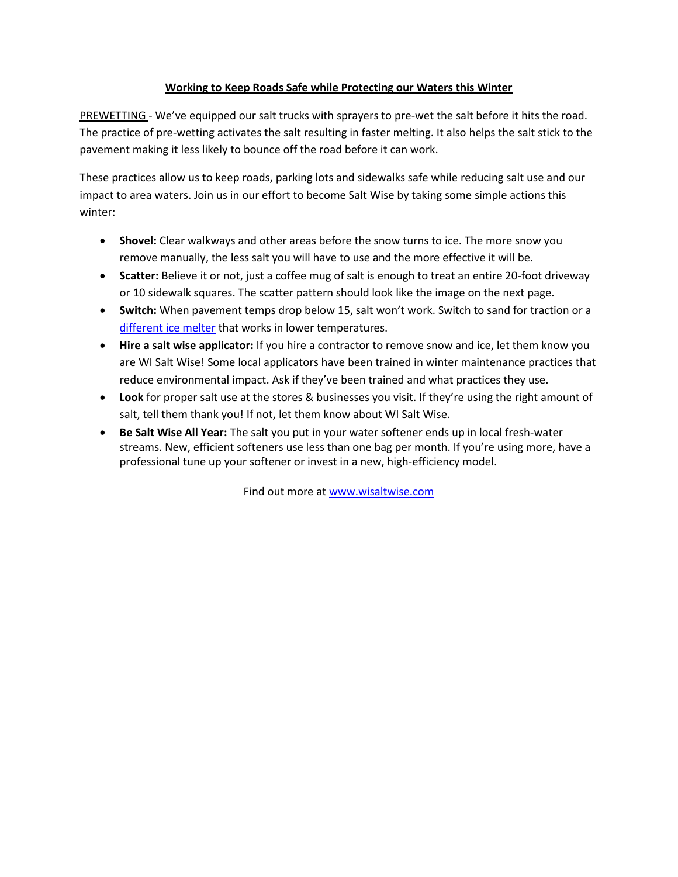# Working to Keep Roads Safe while Protecting our Waters this Winter

PREWETTING - We've equipped our salt trucks with sprayers to pre-wet the salt before it hits the road. The practice of pre-wetting activates the salt resulting in faster melting. It also helps the salt stick to the pavement making it less likely to bounce off the road before it can work.

These practices allow us to keep roads, parking lots and sidewalks safe while reducing salt use and our impact to area waters. Join us in our effort to become Salt Wise by taking some simple actions this winter:

- **Shovel:** Clear walkways and other areas before the snow turns to ice. The more snow you remove manually, the less salt you will have to use and the more effective it will be.
- **Scatter:** Believe it or not, just a coffee mug of salt is enough to treat an entire 20-foot driveway or 10 sidewalk squares. The scatter pattern should look like the image on the next page.
- **Switch:** When pavement temps drop below 15, salt won't work. Switch to sand for traction or a different ice melter that works in lower temperatures.
- **Hire a salt wise applicator:** If you hire a contractor to remove snow and ice, let them know you are WI Salt Wise! Some local applicators have been trained in winter maintenance practices that reduce environmental impact. Ask if they've been trained and what practices they use.
- **Look** for proper salt use at the stores & businesses you visit. If they're using the right amount of salt, tell them thank you! If not, let them know about WI Salt Wise.
- **Be Salt Wise All Year:** The salt you put in your water softener ends up in local fresh-water streams. New, efficient softeners use less than one bag per month. If you're using more, have a professional tune up your softener or invest in a new, high-efficiency model.

Find out more at www.wisaltwise.com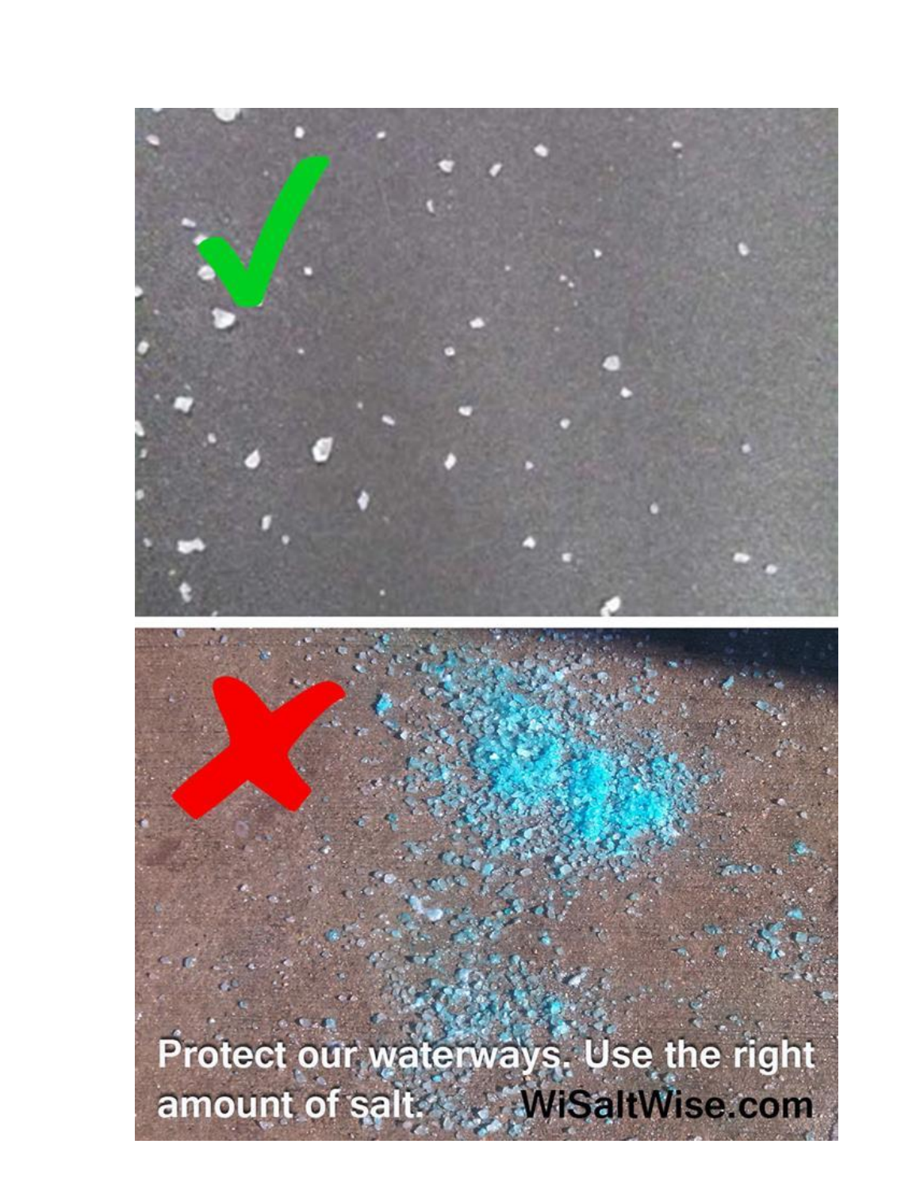Protect our waterways. Use the right amount of salt. WiSaltWise.com